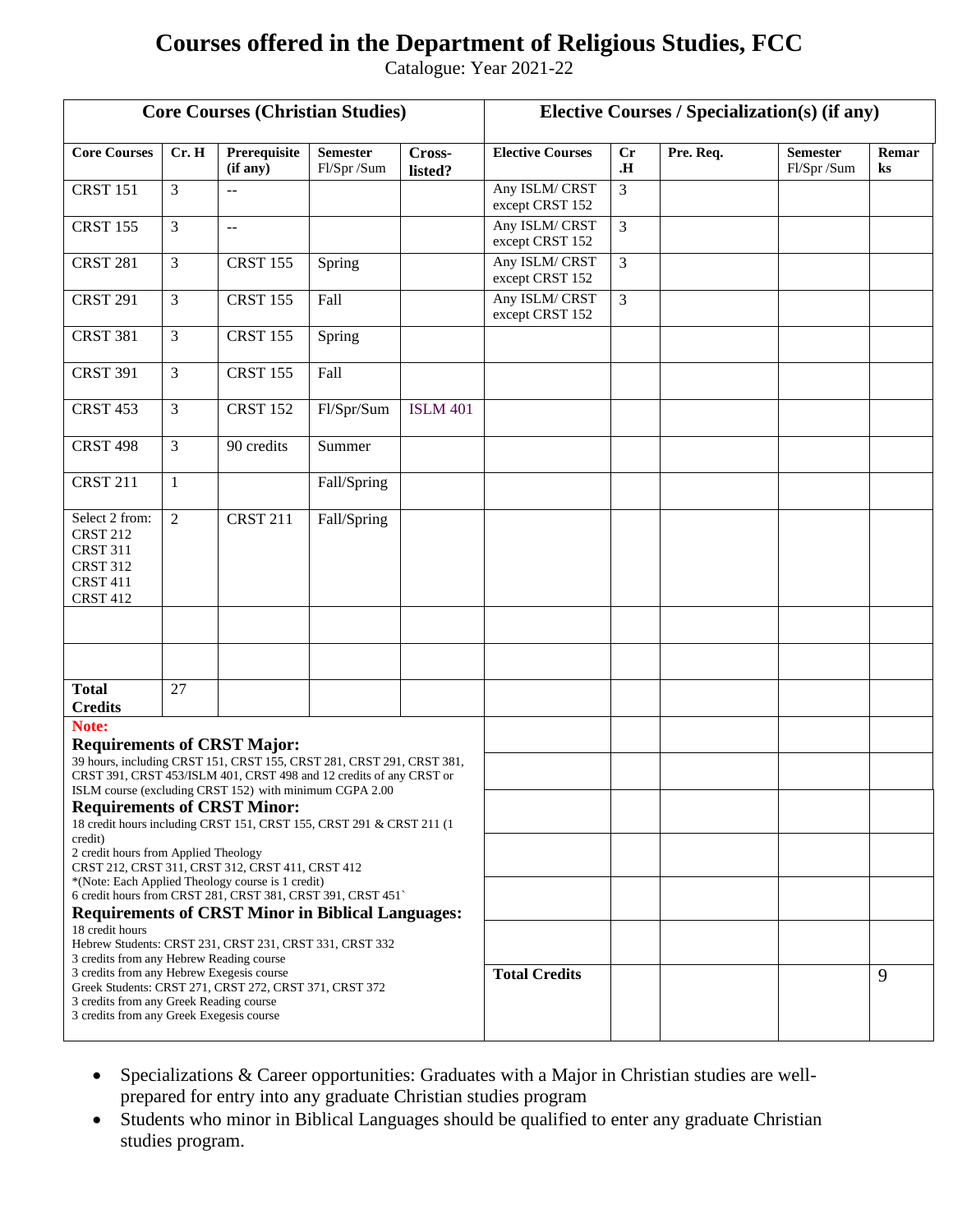# Courses offered in the Department of Religious Studies, FCC

Catalogue: Year 2021-22

| Core Courses (Christian Studies) | | | | | Elective Courses / Specialization(s) (if any) | | | | |
|---|---|---|---|---|---|---|---|---|---|
| **Core Courses** | **Cr. H** | **Prerequisite (if any)** | **Semester** Fl/Spr /Sum | **Cross-listed?** | **Elective Courses** | **Cr .H** | **Pre. Req.** | **Semester** Fl/Spr /Sum | **Remarks** |
| CRST 151 | 3 | -- | | | Any ISLM/ CRST except CRST 152 | 3 | | | |
| CRST 155 | 3 | -- | | | Any ISLM/ CRST except CRST 152 | 3 | | | |
| CRST 281 | 3 | CRST 155 | Spring | | Any ISLM/ CRST except CRST 152 | 3 | | | |
| CRST 291 | 3 | CRST 155 | Fall | | Any ISLM/ CRST except CRST 152 | 3 | | | |
| CRST 381 | 3 | CRST 155 | Spring | | | | | | |
| CRST 391 | 3 | CRST 155 | Fall | | | | | | |
| CRST 453 | 3 | CRST 152 | Fl/Spr/Sum | ISLM 401 | | | | | |
| CRST 498 | 3 | 90 credits | Summer | | | | | | |
| CRST 211 | 1 | | Fall/Spring | | | | | | |
| Select 2 from: CRST 212 CRST 311 CRST 312 CRST 411 CRST 412 | 2 | CRST 211 | Fall/Spring | | | | | | |
| | | | | | | | | | |
| | | | | | | | | | |
| **Total Credits** | 27 | | | | | | | | |
| | | | | | **Total Credits** | | | | 9 |

**Note:**

**Requirements of CRST Major:**
39 hours, including CRST 151, CRST 155, CRST 281, CRST 291, CRST 381, CRST 391, CRST 453/ISLM 401, CRST 498 and 12 credits of any CRST or ISLM course (excluding CRST 152) with minimum CGPA 2.00

**Requirements of CRST Minor:**
18 credit hours including CRST 151, CRST 155, CRST 291 & CRST 211 (1 credit)
2 credit hours from Applied Theology
CRST 212, CRST 311, CRST 312, CRST 411, CRST 412
*(Note: Each Applied Theology course is 1 credit)
6 credit hours from CRST 281, CRST 381, CRST 391, CRST 451`

**Requirements of CRST Minor in Biblical Languages:**
18 credit hours
Hebrew Students: CRST 231, CRST 231, CRST 331, CRST 332
3 credits from any Hebrew Reading course
3 credits from any Hebrew Exegesis course
Greek Students: CRST 271, CRST 272, CRST 371, CRST 372
3 credits from any Greek Reading course
3 credits from any Greek Exegesis course

- Specializations & Career opportunities: Graduates with a Major in Christian studies are well-prepared for entry into any graduate Christian studies program
- Students who minor in Biblical Languages should be qualified to enter any graduate Christian studies program.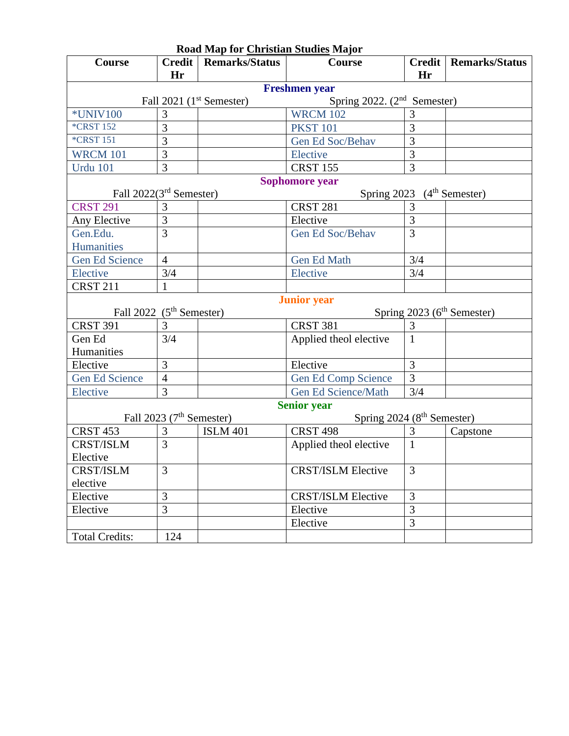**Road Map for Christian Studies Major**

| Course | Credit Hr | Remarks/Status | Course | Credit Hr | Remarks/Status |
|---|---|---|---|---|---|
| **Freshmen year** | | | | | |
| Fall 2021 (1st Semester) | | | Spring 2022. (2nd Semester) | | |
| *UNIV100 | 3 | | WRCM 102 | 3 | |
| *CRST 152 | 3 | | PKST 101 | 3 | |
| *CRST 151 | 3 | | Gen Ed Soc/Behav | 3 | |
| WRCM 101 | 3 | | Elective | 3 | |
| Urdu 101 | 3 | | CRST 155 | 3 | |
| **Sophomore year** | | | | | |
| Fall 2022(3rd Semester) | | | Spring 2023 (4th Semester) | | |
| CRST 291 | 3 | | CRST 281 | 3 | |
| Any Elective | 3 | | Elective | 3 | |
| Gen.Edu. Humanities | 3 | | Gen Ed Soc/Behav | 3 | |
| Gen Ed Science | 4 | | Gen Ed Math | 3/4 | |
| Elective | 3/4 | | Elective | 3/4 | |
| CRST 211 | 1 | | | | |
| **Junior year** | | | | | |
| Fall 2022 (5th Semester) | | | Spring 2023 (6th Semester) | | |
| CRST 391 | 3 | | CRST 381 | 3 | |
| Gen Ed Humanities | 3/4 | | Applied theol elective | 1 | |
| Elective | 3 | | Elective | 3 | |
| Gen Ed Science | 4 | | Gen Ed Comp Science | 3 | |
| Elective | 3 | | Gen Ed Science/Math | 3/4 | |
| **Senior year** | | | | | |
| Fall 2023 (7th Semester) | | | Spring 2024 (8th Semester) | | |
| CRST 453 | 3 | ISLM 401 | CRST 498 | 3 | Capstone |
| CRST/ISLM Elective | 3 | | Applied theol elective | 1 | |
| CRST/ISLM elective | 3 | | CRST/ISLM Elective | 3 | |
| Elective | 3 | | CRST/ISLM Elective | 3 | |
| Elective | 3 | | Elective | 3 | |
| | | | Elective | 3 | |
| Total Credits: | 124 | | | | |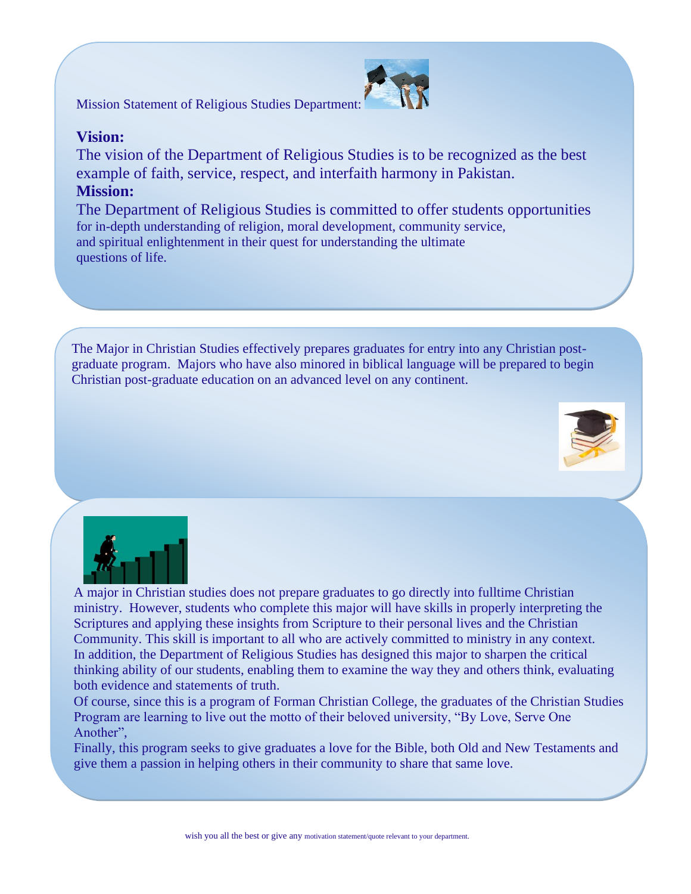Mission Statement of Religious Studies Department:

**Vision:**

The vision of the Department of Religious Studies is to be recognized as the best example of faith, service, respect, and interfaith harmony in Pakistan.

**Mission:**

The Department of Religious Studies is committed to offer students opportunities for in-depth understanding of religion, moral development, community service, and spiritual enlightenment in their quest for understanding the ultimate questions of life.

The Major in Christian Studies effectively prepares graduates for entry into any Christian post-graduate program. Majors who have also minored in biblical language will be prepared to begin Christian post-graduate education on an advanced level on any continent.

A major in Christian studies does not prepare graduates to go directly into fulltime Christian ministry. However, students who complete this major will have skills in properly interpreting the Scriptures and applying these insights from Scripture to their personal lives and the Christian Community. This skill is important to all who are actively committed to ministry in any context.

In addition, the Department of Religious Studies has designed this major to sharpen the critical thinking ability of our students, enabling them to examine the way they and others think, evaluating both evidence and statements of truth.

Of course, since this is a program of Forman Christian College, the graduates of the Christian Studies Program are learning to live out the motto of their beloved university, "By Love, Serve One Another",

Finally, this program seeks to give graduates a love for the Bible, both Old and New Testaments and give them a passion in helping others in their community to share that same love.

wish you all the best or give any motivation statement/quote relevant to your department.